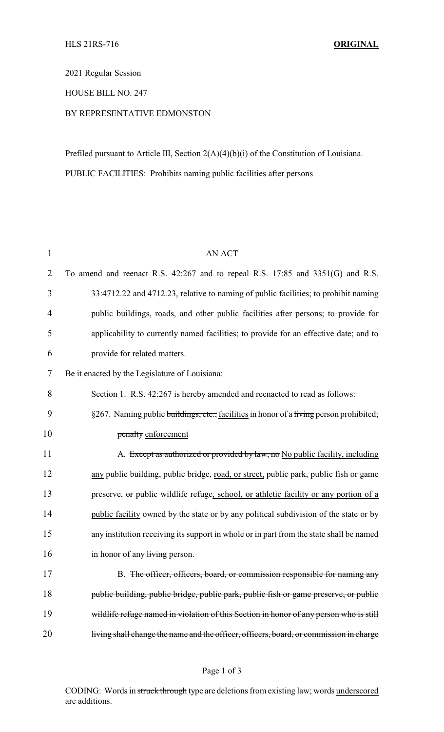HLS 21RS-716 **ORIGINAL**

2021 Regular Session

HOUSE BILL NO. 247

BY REPRESENTATIVE EDMONSTON

Prefiled pursuant to Article III, Section 2(A)(4)(b)(i) of the Constitution of Louisiana.

PUBLIC FACILITIES: Prohibits naming public facilities after persons

AN ACT

To amend and reenact R.S. 42:267 and to repeal R.S. 17:85 and 3351(G) and R.S. 33:4712.22 and 4712.23, relative to naming of public facilities; to prohibit naming public buildings, roads, and other public facilities after persons; to provide for applicability to currently named facilities; to provide for an effective date; and to provide for related matters.

Be it enacted by the Legislature of Louisiana:

Section 1. R.S. 42:267 is hereby amended and reenacted to read as follows:

§267. Naming public ~~buildings, etc.,~~ <u>facilities</u> in honor of a ~~living~~ person prohibited; ~~penalty~~ <u>enforcement</u>

A. ~~Except as authorized or provided by law, no~~ <u>No public facility, including any</u> public building, public bridge, <u>road, or street,</u> public park, public fish or game preserve, ~~or~~ public wildlife refuge<u>, school, or athletic facility or any portion of a public facility</u> owned by the state or by any political subdivision of the state or by any institution receiving its support in whole or in part from the state shall be named in honor of any ~~living~~ person.

B. ~~The officer, officers, board, or commission responsible for naming any public building, public bridge, public park, public fish or game preserve, or public wildlife refuge named in violation of this Section in honor of any person who is still living shall change the name and the officer, officers, board, or commission in charge~~

CODING: Words in ~~struck through~~ type are deletions from existing law; words <u>underscored</u> are additions.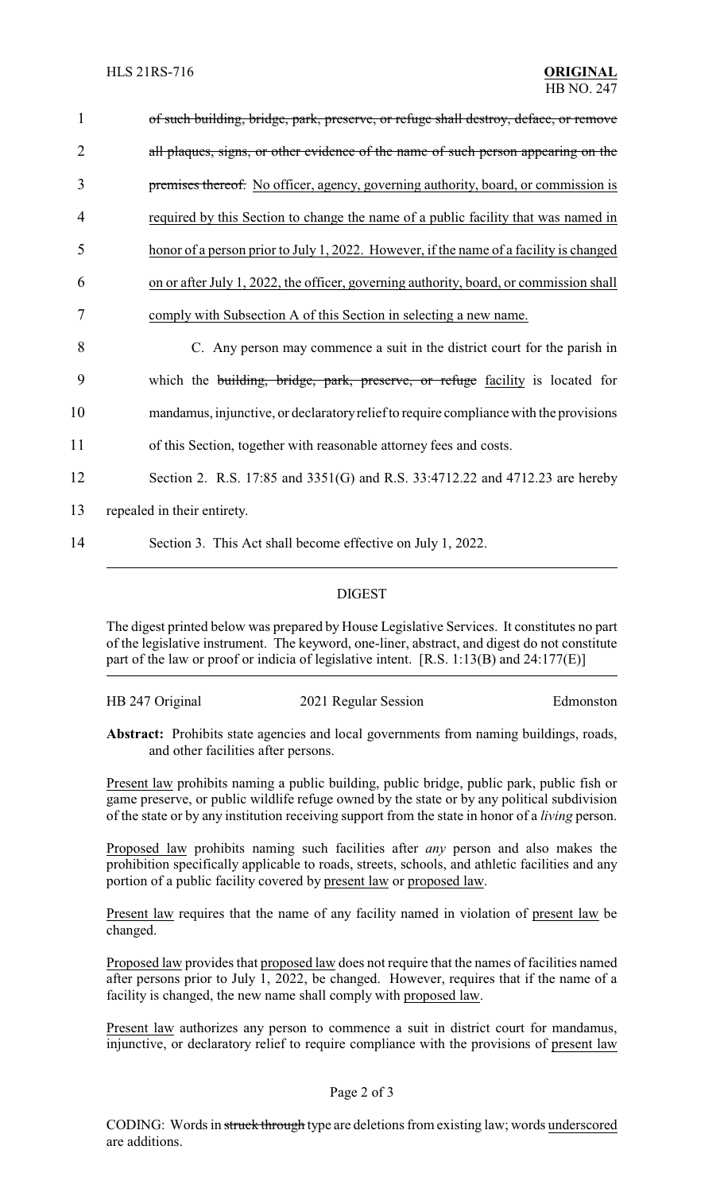1 ~~of such building, bridge, park, preserve, or refuge shall destroy, deface, or remove~~

2 ~~all plaques, signs, or other evidence of the name of such person appearing on the~~

3 ~~premises thereof.~~ No officer, agency, governing authority, board, or commission is

4 required by this Section to change the name of a public facility that was named in

5 honor of a person prior to July 1, 2022. However, if the name of a facility is changed

6 on or after July 1, 2022, the officer, governing authority, board, or commission shall

7 comply with Subsection A of this Section in selecting a new name.

8 C. Any person may commence a suit in the district court for the parish in

9 which the ~~building, bridge, park, preserve, or refuge~~ facility is located for

10 mandamus, injunctive, or declaratory relief to require compliance with the provisions

11 of this Section, together with reasonable attorney fees and costs.

12 Section 2. R.S. 17:85 and 3351(G) and R.S. 33:4712.22 and 4712.23 are hereby

13 repealed in their entirety.

14 Section 3. This Act shall become effective on July 1, 2022.

---

## DIGEST

The digest printed below was prepared by House Legislative Services. It constitutes no part of the legislative instrument. The keyword, one-liner, abstract, and digest do not constitute part of the law or proof or indicia of legislative intent. [R.S. 1:13(B) and 24:177(E)]

---

HB 247 Original 2021 Regular Session Edmonston

**Abstract:** Prohibits state agencies and local governments from naming buildings, roads, and other facilities after persons.

Present law prohibits naming a public building, public bridge, public park, public fish or game preserve, or public wildlife refuge owned by the state or by any political subdivision of the state or by any institution receiving support from the state in honor of a *living* person.

Proposed law prohibits naming such facilities after *any* person and also makes the prohibition specifically applicable to roads, streets, schools, and athletic facilities and any portion of a public facility covered by present law or proposed law.

Present law requires that the name of any facility named in violation of present law be changed.

Proposed law provides that proposed law does not require that the names of facilities named after persons prior to July 1, 2022, be changed. However, requires that if the name of a facility is changed, the new name shall comply with proposed law.

Present law authorizes any person to commence a suit in district court for mandamus, injunctive, or declaratory relief to require compliance with the provisions of present law

CODING: Words in ~~struck through~~ type are deletions from existing law; words underscored are additions.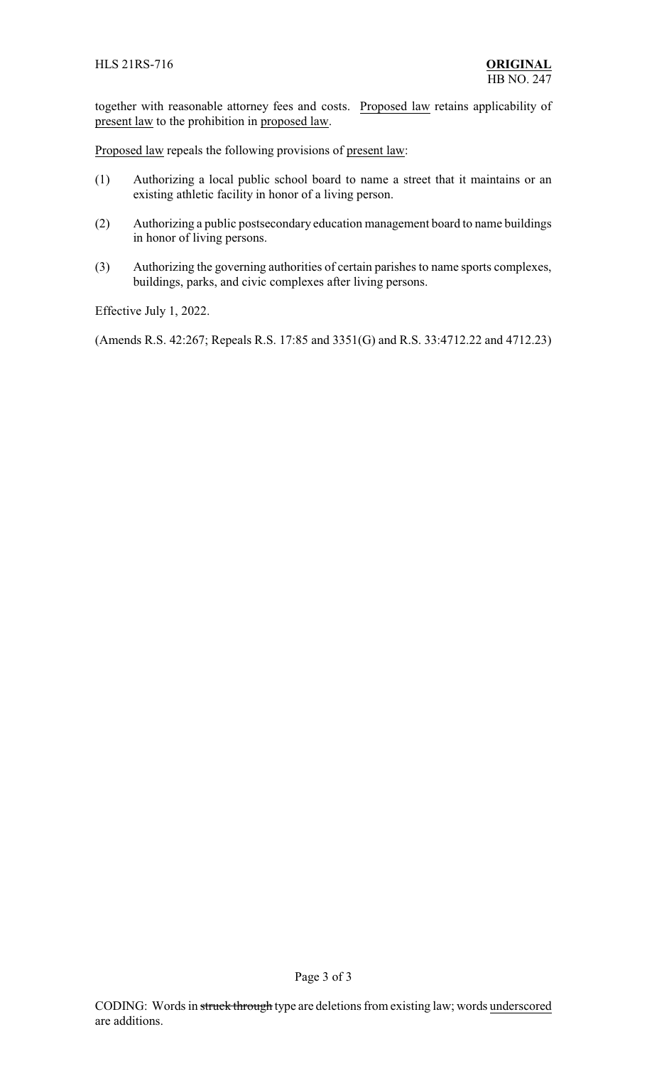together with reasonable attorney fees and costs. Proposed law retains applicability of present law to the prohibition in proposed law.

Proposed law repeals the following provisions of present law:

(1) Authorizing a local public school board to name a street that it maintains or an existing athletic facility in honor of a living person.

(2) Authorizing a public postsecondary education management board to name buildings in honor of living persons.

(3) Authorizing the governing authorities of certain parishes to name sports complexes, buildings, parks, and civic complexes after living persons.

Effective July 1, 2022.

(Amends R.S. 42:267; Repeals R.S. 17:85 and 3351(G) and R.S. 33:4712.22 and 4712.23)

CODING: Words in ~~struck through~~ type are deletions from existing law; words underscored are additions.